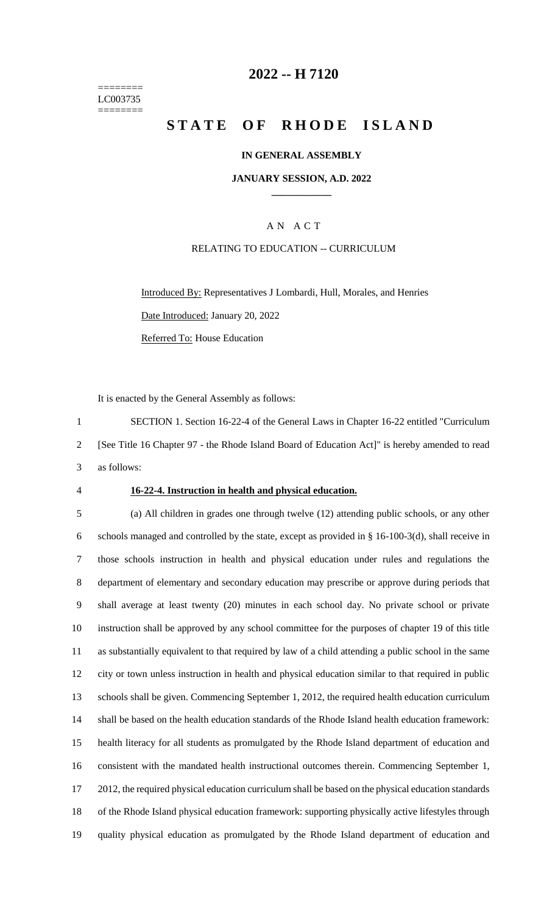========
LC003735
========

# 2022 -- H 7120

# STATE OF RHODE ISLAND

**IN GENERAL ASSEMBLY**

**JANUARY SESSION, A.D. 2022**

A N A C T

RELATING TO EDUCATION -- CURRICULUM

Introduced By: Representatives J Lombardi, Hull, Morales, and Henries

Date Introduced: January 20, 2022

Referred To: House Education

It is enacted by the General Assembly as follows:

1 SECTION 1. Section 16-22-4 of the General Laws in Chapter 16-22 entitled "Curriculum
2 [See Title 16 Chapter 97 - the Rhode Island Board of Education Act]" is hereby amended to read
3 as follows:

4 **16-22-4. Instruction in health and physical education.**

5 (a) All children in grades one through twelve (12) attending public schools, or any other
6 schools managed and controlled by the state, except as provided in § 16-100-3(d), shall receive in
7 those schools instruction in health and physical education under rules and regulations the
8 department of elementary and secondary education may prescribe or approve during periods that
9 shall average at least twenty (20) minutes in each school day. No private school or private
10 instruction shall be approved by any school committee for the purposes of chapter 19 of this title
11 as substantially equivalent to that required by law of a child attending a public school in the same
12 city or town unless instruction in health and physical education similar to that required in public
13 schools shall be given. Commencing September 1, 2012, the required health education curriculum
14 shall be based on the health education standards of the Rhode Island health education framework:
15 health literacy for all students as promulgated by the Rhode Island department of education and
16 consistent with the mandated health instructional outcomes therein. Commencing September 1,
17 2012, the required physical education curriculum shall be based on the physical education standards
18 of the Rhode Island physical education framework: supporting physically active lifestyles through
19 quality physical education as promulgated by the Rhode Island department of education and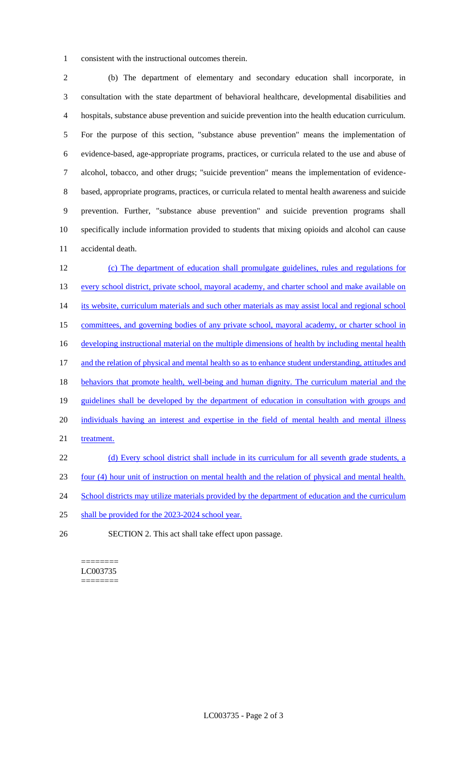consistent with the instructional outcomes therein.

(b) The department of elementary and secondary education shall incorporate, in consultation with the state department of behavioral healthcare, developmental disabilities and hospitals, substance abuse prevention and suicide prevention into the health education curriculum. For the purpose of this section, "substance abuse prevention" means the implementation of evidence-based, age-appropriate programs, practices, or curricula related to the use and abuse of alcohol, tobacco, and other drugs; "suicide prevention" means the implementation of evidence-based, appropriate programs, practices, or curricula related to mental health awareness and suicide prevention. Further, "substance abuse prevention" and suicide prevention programs shall specifically include information provided to students that mixing opioids and alcohol can cause accidental death.

(c) The department of education shall promulgate guidelines, rules and regulations for every school district, private school, mayoral academy, and charter school and make available on its website, curriculum materials and such other materials as may assist local and regional school committees, and governing bodies of any private school, mayoral academy, or charter school in developing instructional material on the multiple dimensions of health by including mental health and the relation of physical and mental health so as to enhance student understanding, attitudes and behaviors that promote health, well-being and human dignity. The curriculum material and the guidelines shall be developed by the department of education in consultation with groups and individuals having an interest and expertise in the field of mental health and mental illness treatment.

(d) Every school district shall include in its curriculum for all seventh grade students, a four (4) hour unit of instruction on mental health and the relation of physical and mental health. School districts may utilize materials provided by the department of education and the curriculum shall be provided for the 2023-2024 school year.

SECTION 2. This act shall take effect upon passage.

========
LC003735
========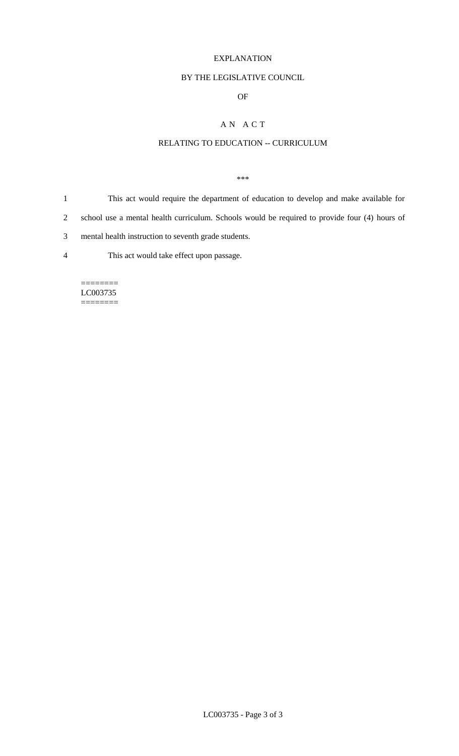EXPLANATION

BY THE LEGISLATIVE COUNCIL

OF

A N A C T

RELATING TO EDUCATION -- CURRICULUM

\*\*\*

1 This act would require the department of education to develop and make available for
2 school use a mental health curriculum. Schools would be required to provide four (4) hours of
3 mental health instruction to seventh grade students.

4 This act would take effect upon passage.

========
LC003735
========